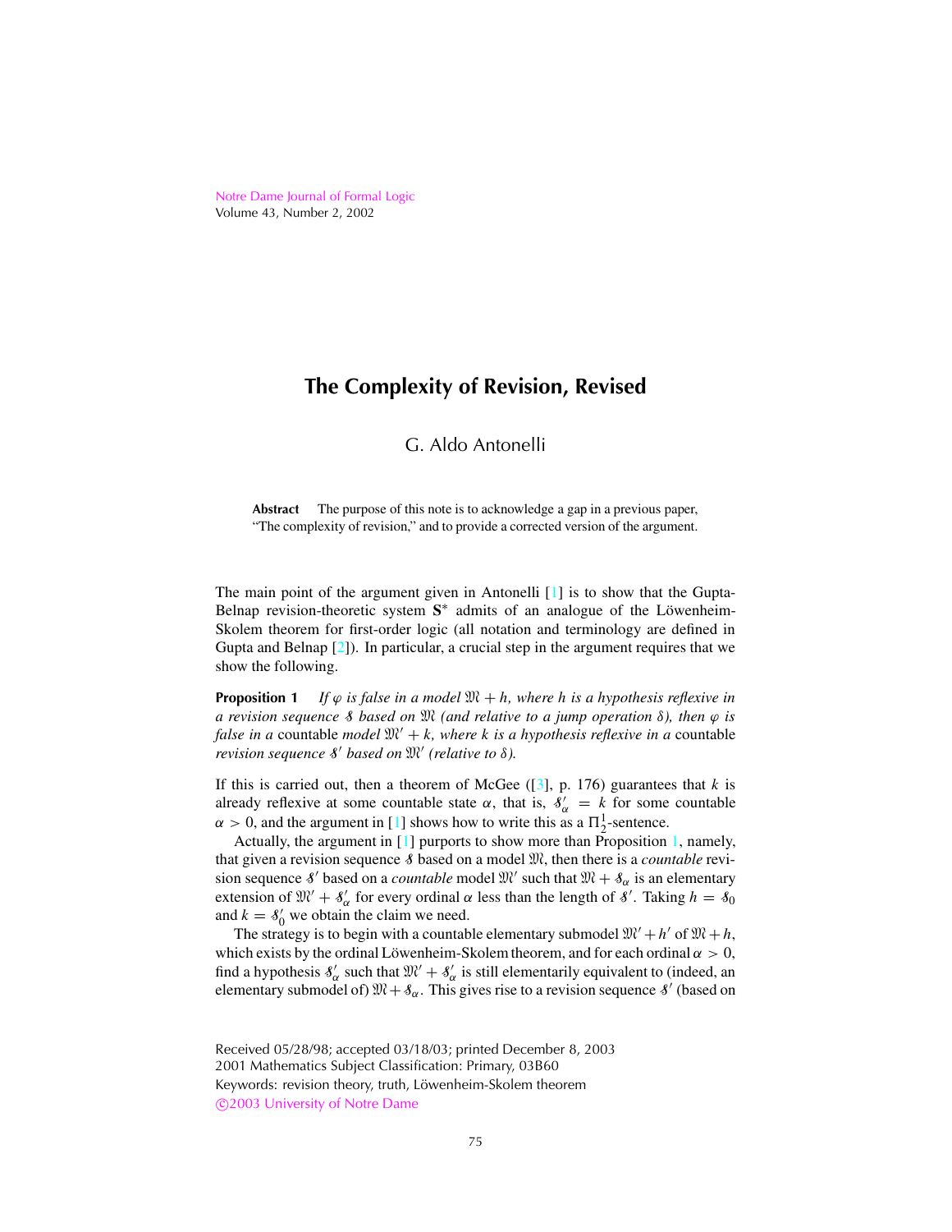# The Complexity of Revision, Revised

G. Aldo Antonelli

**Abstract** The purpose of this note is to acknowledge a gap in a previous paper, "The complexity of revision," and to provide a corrected version of the argument.

The main point of the argument given in Antonelli [1] is to show that the Gupta-Belnap revision-theoretic system $\mathbf{S}^*$ admits of an analogue of the Löwenheim-Skolem theorem for first-order logic (all notation and terminology are defined in Gupta and Belnap [2]). In particular, a crucial step in the argument requires that we show the following.

**Proposition 1** *If $\varphi$ is false in a model $\mathfrak{M} + h$, where $h$ is a hypothesis reflexive in a revision sequence $\mathcal{S}$ based on $\mathfrak{M}$ (and relative to a jump operation $\delta$), then $\varphi$ is false in a* countable *model $\mathfrak{M}' + k$, where $k$ is a hypothesis reflexive in a* countable *revision sequence $\mathcal{S}'$ based on $\mathfrak{M}'$ (relative to $\delta$).*

If this is carried out, then a theorem of McGee ([3], p. 176) guarantees that $k$ is already reflexive at some countable state $\alpha$, that is, $\mathcal{S}'_\alpha = k$ for some countable $\alpha > 0$, and the argument in [1] shows how to write this as a $\Pi^1_2$-sentence.

Actually, the argument in [1] purports to show more than Proposition 1, namely, that given a revision sequence $\mathcal{S}$ based on a model $\mathfrak{M}$, then there is a *countable* revision sequence $\mathcal{S}'$ based on a *countable* model $\mathfrak{M}'$ such that $\mathfrak{M} + \mathcal{S}_\alpha$ is an elementary extension of $\mathfrak{M}' + \mathcal{S}'_\alpha$ for every ordinal $\alpha$ less than the length of $\mathcal{S}'$. Taking $h = \mathcal{S}_0$ and $k = \mathcal{S}'_0$ we obtain the claim we need.

The strategy is to begin with a countable elementary submodel $\mathfrak{M}' + h'$ of $\mathfrak{M} + h$, which exists by the ordinal Löwenheim-Skolem theorem, and for each ordinal $\alpha > 0$, find a hypothesis $\mathcal{S}'_\alpha$ such that $\mathfrak{M}' + \mathcal{S}'_\alpha$ is still elementarily equivalent to (indeed, an elementary submodel of) $\mathfrak{M} + \mathcal{S}_\alpha$. This gives rise to a revision sequence $\mathcal{S}'$ (based on

Received 05/28/98; accepted 03/18/03; printed December 8, 2003
2001 Mathematics Subject Classification: Primary, 03B60
Keywords: revision theory, truth, Löwenheim-Skolem theorem
©2003 University of Notre Dame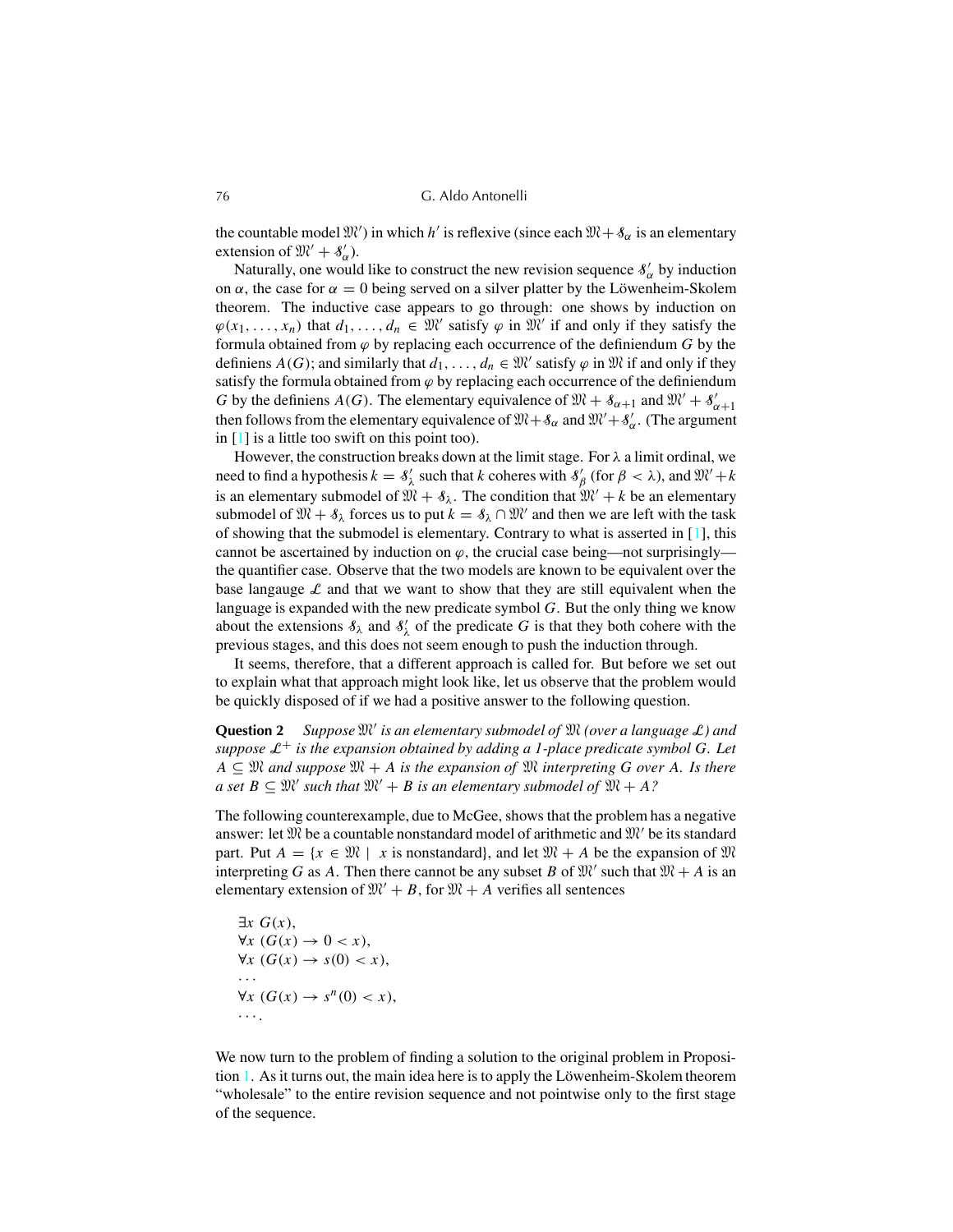the countable model $\mathfrak{M}'$) in which $h'$ is reflexive (since each $\mathfrak{M} + \mathcal{S}_\alpha$ is an elementary extension of $\mathfrak{M}' + \mathcal{S}'_\alpha$).

Naturally, one would like to construct the new revision sequence $\mathcal{S}'_\alpha$ by induction on $\alpha$, the case for $\alpha = 0$ being served on a silver platter by the Löwenheim-Skolem theorem. The inductive case appears to go through: one shows by induction on $\varphi(x_1, \ldots, x_n)$ that $d_1, \ldots, d_n \in \mathfrak{M}'$ satisfy $\varphi$ in $\mathfrak{M}'$ if and only if they satisfy the formula obtained from $\varphi$ by replacing each occurrence of the definiendum $G$ by the definiens $A(G)$; and similarly that $d_1, \ldots, d_n \in \mathfrak{M}'$ satisfy $\varphi$ in $\mathfrak{M}$ if and only if they satisfy the formula obtained from $\varphi$ by replacing each occurrence of the definiendum $G$ by the definiens $A(G)$. The elementary equivalence of $\mathfrak{M} + \mathcal{S}_{\alpha+1}$ and $\mathfrak{M}' + \mathcal{S}'_{\alpha+1}$ then follows from the elementary equivalence of $\mathfrak{M} + \mathcal{S}_\alpha$ and $\mathfrak{M}' + \mathcal{S}'_\alpha$. (The argument in [1] is a little too swift on this point too).

However, the construction breaks down at the limit stage. For $\lambda$ a limit ordinal, we need to find a hypothesis $k = \mathcal{S}'_\lambda$ such that $k$ coheres with $\mathcal{S}'_\beta$ (for $\beta < \lambda$), and $\mathfrak{M}' + k$ is an elementary submodel of $\mathfrak{M} + \mathcal{S}_\lambda$. The condition that $\mathfrak{M}' + k$ be an elementary submodel of $\mathfrak{M} + \mathcal{S}_\lambda$ forces us to put $k = \mathcal{S}_\lambda \cap \mathfrak{M}'$ and then we are left with the task of showing that the submodel is elementary. Contrary to what is asserted in [1], this cannot be ascertained by induction on $\varphi$, the crucial case being—not surprisingly—the quantifier case. Observe that the two models are known to be equivalent over the base langauge $\mathcal{L}$ and that we want to show that they are still equivalent when the language is expanded with the new predicate symbol $G$. But the only thing we know about the extensions $\mathcal{S}_\lambda$ and $\mathcal{S}'_\lambda$ of the predicate $G$ is that they both cohere with the previous stages, and this does not seem enough to push the induction through.

It seems, therefore, that a different approach is called for. But before we set out to explain what that approach might look like, let us observe that the problem would be quickly disposed of if we had a positive answer to the following question.

**Question 2** *Suppose $\mathfrak{M}'$ is an elementary submodel of $\mathfrak{M}$ (over a language $\mathcal{L}$) and suppose $\mathcal{L}^+$ is the expansion obtained by adding a 1-place predicate symbol $G$. Let $A \subseteq \mathfrak{M}$ and suppose $\mathfrak{M} + A$ is the expansion of $\mathfrak{M}$ interpreting $G$ over $A$. Is there a set $B \subseteq \mathfrak{M}'$ such that $\mathfrak{M}' + B$ is an elementary submodel of $\mathfrak{M} + A$?*

The following counterexample, due to McGee, shows that the problem has a negative answer: let $\mathfrak{M}$ be a countable nonstandard model of arithmetic and $\mathfrak{M}'$ be its standard part. Put $A = \{x \in \mathfrak{M} \mid x \text{ is nonstandard}\}$, and let $\mathfrak{M} + A$ be the expansion of $\mathfrak{M}$ interpreting $G$ as $A$. Then there cannot be any subset $B$ of $\mathfrak{M}'$ such that $\mathfrak{M} + A$ is an elementary extension of $\mathfrak{M}' + B$, for $\mathfrak{M} + A$ verifies all sentences

$$
\begin{aligned}
&\exists x \; G(x), \\
&\forall x \; (G(x) \to 0 < x), \\
&\forall x \; (G(x) \to s(0) < x), \\
&\ldots \\
&\forall x \; (G(x) \to s^n(0) < x), \\
&\ldots .
\end{aligned}
$$

We now turn to the problem of finding a solution to the original problem in Proposition 1. As it turns out, the main idea here is to apply the Löwenheim-Skolem theorem "wholesale" to the entire revision sequence and not pointwise only to the first stage of the sequence.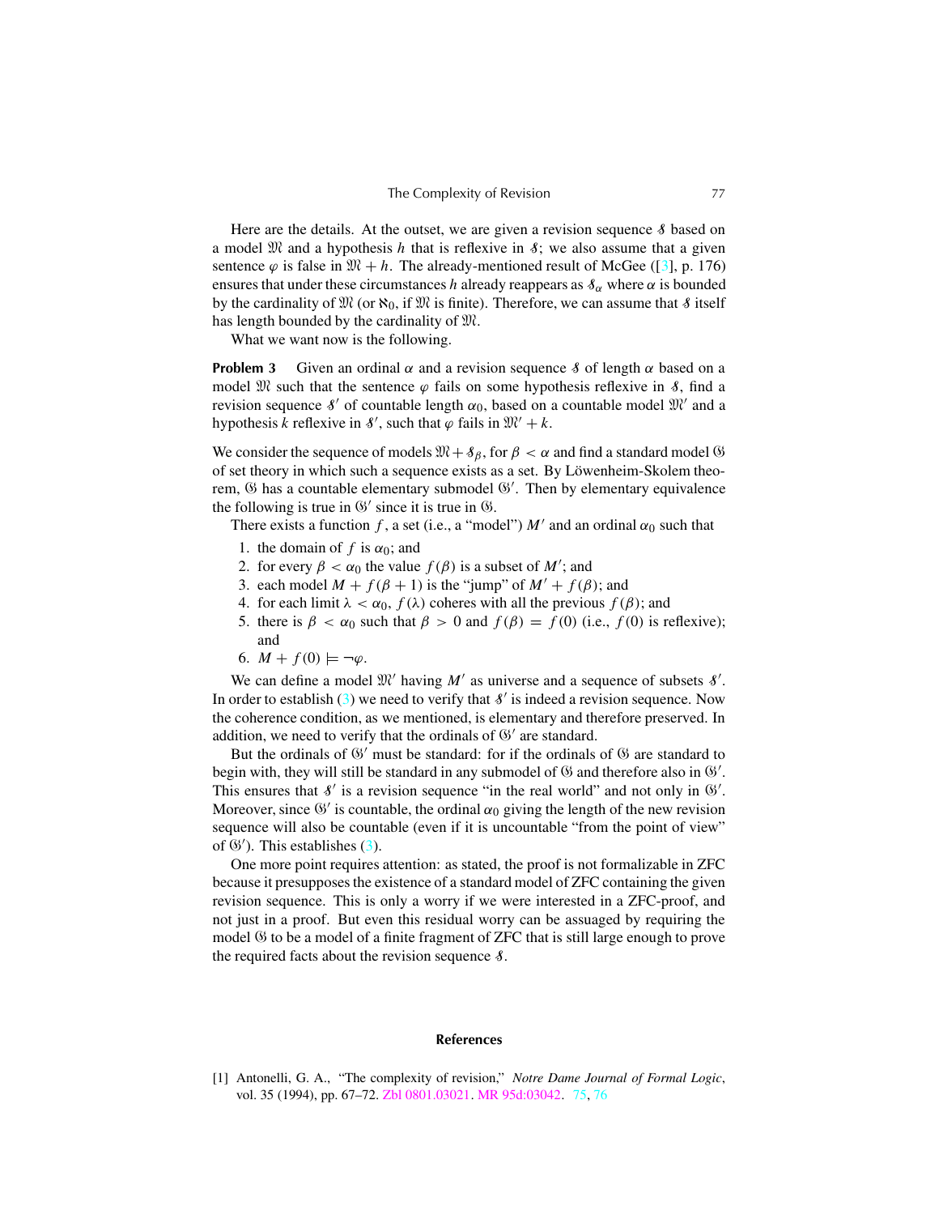Here are the details. At the outset, we are given a revision sequence $\mathcal{S}$ based on a model $\mathfrak{M}$ and a hypothesis $h$ that is reflexive in $\mathcal{S}$; we also assume that a given sentence $\varphi$ is false in $\mathfrak{M} + h$. The already-mentioned result of McGee ([3], p. 176) ensures that under these circumstances $h$ already reappears as $\mathcal{S}_\alpha$ where $\alpha$ is bounded by the cardinality of $\mathfrak{M}$ (or $\aleph_0$, if $\mathfrak{M}$ is finite). Therefore, we can assume that $\mathcal{S}$ itself has length bounded by the cardinality of $\mathfrak{M}$.

What we want now is the following.

**Problem 3** Given an ordinal $\alpha$ and a revision sequence $\mathcal{S}$ of length $\alpha$ based on a model $\mathfrak{M}$ such that the sentence $\varphi$ fails on some hypothesis reflexive in $\mathcal{S}$, find a revision sequence $\mathcal{S}'$ of countable length $\alpha_0$, based on a countable model $\mathfrak{M}'$ and a hypothesis $k$ reflexive in $\mathcal{S}'$, such that $\varphi$ fails in $\mathfrak{M}' + k$.

We consider the sequence of models $\mathfrak{M} + \mathcal{S}_\beta$, for $\beta < \alpha$ and find a standard model $\mathfrak{G}$ of set theory in which such a sequence exists as a set. By Löwenheim-Skolem theorem, $\mathfrak{G}$ has a countable elementary submodel $\mathfrak{G}'$. Then by elementary equivalence the following is true in $\mathfrak{G}'$ since it is true in $\mathfrak{G}$.

There exists a function $f$, a set (i.e., a "model") $M'$ and an ordinal $\alpha_0$ such that

1. the domain of $f$ is $\alpha_0$; and
2. for every $\beta < \alpha_0$ the value $f(\beta)$ is a subset of $M'$; and
3. each model $M + f(\beta + 1)$ is the "jump" of $M' + f(\beta)$; and
4. for each limit $\lambda < \alpha_0$, $f(\lambda)$ coheres with all the previous $f(\beta)$; and
5. there is $\beta < \alpha_0$ such that $\beta > 0$ and $f(\beta) = f(0)$ (i.e., $f(0)$ is reflexive); and
6. $M + f(0) \models \neg\varphi$.

We can define a model $\mathfrak{M}'$ having $M'$ as universe and a sequence of subsets $\mathcal{S}'$. In order to establish (3) we need to verify that $\mathcal{S}'$ is indeed a revision sequence. Now the coherence condition, as we mentioned, is elementary and therefore preserved. In addition, we need to verify that the ordinals of $\mathfrak{G}'$ are standard.

But the ordinals of $\mathfrak{G}'$ must be standard: for if the ordinals of $\mathfrak{G}$ are standard to begin with, they will still be standard in any submodel of $\mathfrak{G}$ and therefore also in $\mathfrak{G}'$. This ensures that $\mathcal{S}'$ is a revision sequence "in the real world" and not only in $\mathfrak{G}'$. Moreover, since $\mathfrak{G}'$ is countable, the ordinal $\alpha_0$ giving the length of the new revision sequence will also be countable (even if it is uncountable "from the point of view" of $\mathfrak{G}'$). This establishes (3).

One more point requires attention: as stated, the proof is not formalizable in ZFC because it presupposes the existence of a standard model of ZFC containing the given revision sequence. This is only a worry if we were interested in a ZFC-proof, and not just in a proof. But even this residual worry can be assuaged by requiring the model $\mathfrak{G}$ to be a model of a finite fragment of ZFC that is still large enough to prove the required facts about the revision sequence $\mathcal{S}$.

## References

[1] Antonelli, G. A., "The complexity of revision," *Notre Dame Journal of Formal Logic*, vol. 35 (1994), pp. 67–72. Zbl 0801.03021. MR 95d:03042. 75, 76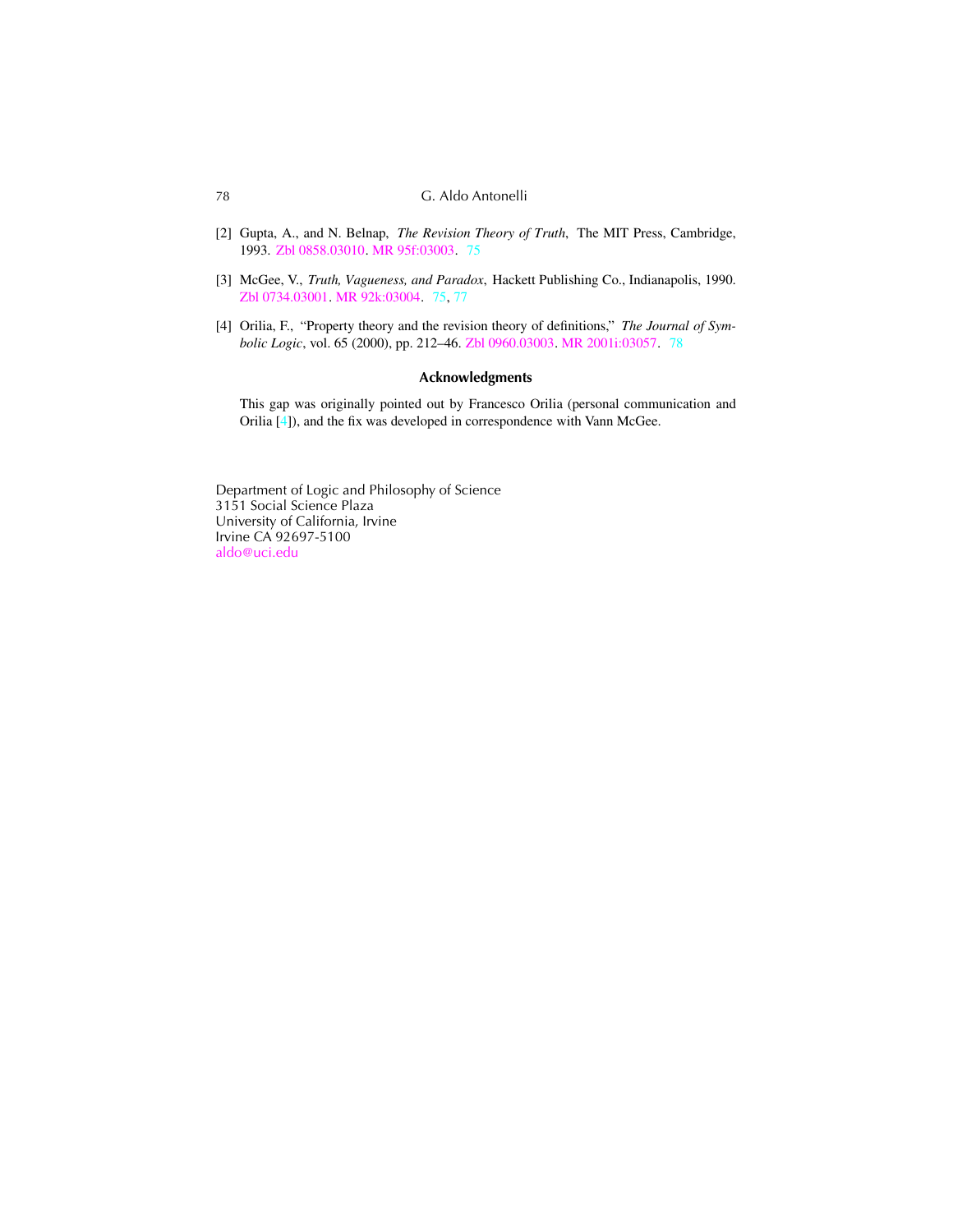[2] Gupta, A., and N. Belnap, *The Revision Theory of Truth*, The MIT Press, Cambridge, 1993. Zbl 0858.03010. MR 95f:03003. 75

[3] McGee, V., *Truth, Vagueness, and Paradox*, Hackett Publishing Co., Indianapolis, 1990. Zbl 0734.03001. MR 92k:03004. 75, 77

[4] Orilia, F., "Property theory and the revision theory of definitions," *The Journal of Symbolic Logic*, vol. 65 (2000), pp. 212–46. Zbl 0960.03003. MR 2001i:03057. 78

### Acknowledgments

This gap was originally pointed out by Francesco Orilia (personal communication and Orilia [4]), and the fix was developed in correspondence with Vann McGee.

Department of Logic and Philosophy of Science
3151 Social Science Plaza
University of California, Irvine
Irvine CA 92697-5100
aldo@uci.edu